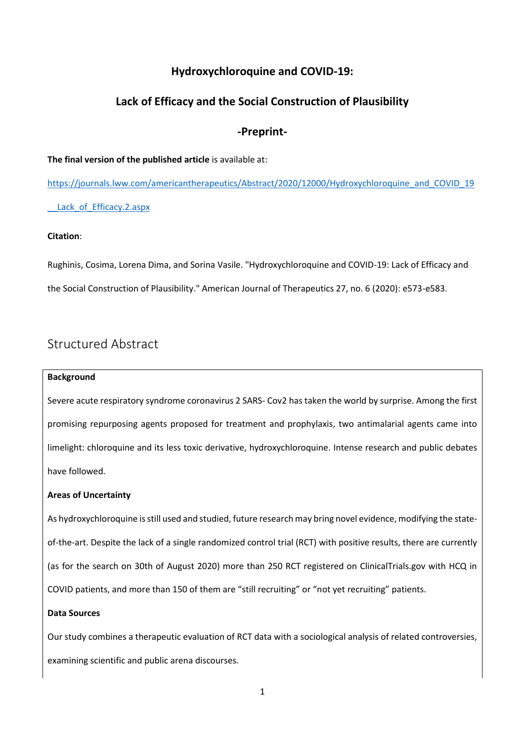# Hydroxychloroquine and COVID-19:

## Lack of Efficacy and the Social Construction of Plausibility

### -Preprint-

**The final version of the published article** is available at:

https://journals.lww.com/americantherapeutics/Abstract/2020/12000/Hydroxychloroquine_and_COVID_19__Lack_of_Efficacy.2.aspx

**Citation**:

Rughinis, Cosima, Lorena Dima, and Sorina Vasile. "Hydroxychloroquine and COVID-19: Lack of Efficacy and the Social Construction of Plausibility." American Journal of Therapeutics 27, no. 6 (2020): e573-e583.

## Structured Abstract

**Background**

Severe acute respiratory syndrome coronavirus 2 SARS- Cov2 has taken the world by surprise. Among the first promising repurposing agents proposed for treatment and prophylaxis, two antimalarial agents came into limelight: chloroquine and its less toxic derivative, hydroxychloroquine. Intense research and public debates have followed.

**Areas of Uncertainty**

As hydroxychloroquine is still used and studied, future research may bring novel evidence, modifying the state-of-the-art. Despite the lack of a single randomized control trial (RCT) with positive results, there are currently (as for the search on 30th of August 2020) more than 250 RCT registered on ClinicalTrials.gov with HCQ in COVID patients, and more than 150 of them are "still recruiting" or "not yet recruiting" patients.

**Data Sources**

Our study combines a therapeutic evaluation of RCT data with a sociological analysis of related controversies, examining scientific and public arena discourses.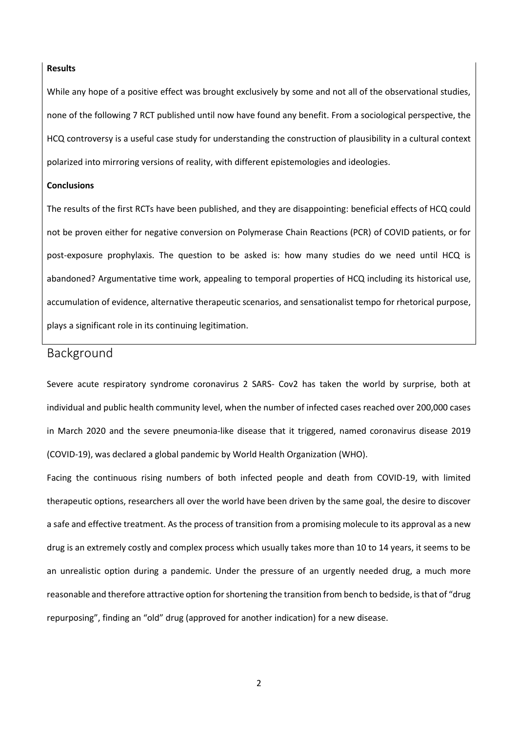**Results**

While any hope of a positive effect was brought exclusively by some and not all of the observational studies, none of the following 7 RCT published until now have found any benefit. From a sociological perspective, the HCQ controversy is a useful case study for understanding the construction of plausibility in a cultural context polarized into mirroring versions of reality, with different epistemologies and ideologies.

**Conclusions**

The results of the first RCTs have been published, and they are disappointing: beneficial effects of HCQ could not be proven either for negative conversion on Polymerase Chain Reactions (PCR) of COVID patients, or for post-exposure prophylaxis. The question to be asked is: how many studies do we need until HCQ is abandoned? Argumentative time work, appealing to temporal properties of HCQ including its historical use, accumulation of evidence, alternative therapeutic scenarios, and sensationalist tempo for rhetorical purpose, plays a significant role in its continuing legitimation.

## Background

Severe acute respiratory syndrome coronavirus 2 SARS- Cov2 has taken the world by surprise, both at individual and public health community level, when the number of infected cases reached over 200,000 cases in March 2020 and the severe pneumonia-like disease that it triggered, named coronavirus disease 2019 (COVID-19), was declared a global pandemic by World Health Organization (WHO).

Facing the continuous rising numbers of both infected people and death from COVID-19, with limited therapeutic options, researchers all over the world have been driven by the same goal, the desire to discover a safe and effective treatment. As the process of transition from a promising molecule to its approval as a new drug is an extremely costly and complex process which usually takes more than 10 to 14 years, it seems to be an unrealistic option during a pandemic. Under the pressure of an urgently needed drug, a much more reasonable and therefore attractive option for shortening the transition from bench to bedside, is that of "drug repurposing", finding an "old" drug (approved for another indication) for a new disease.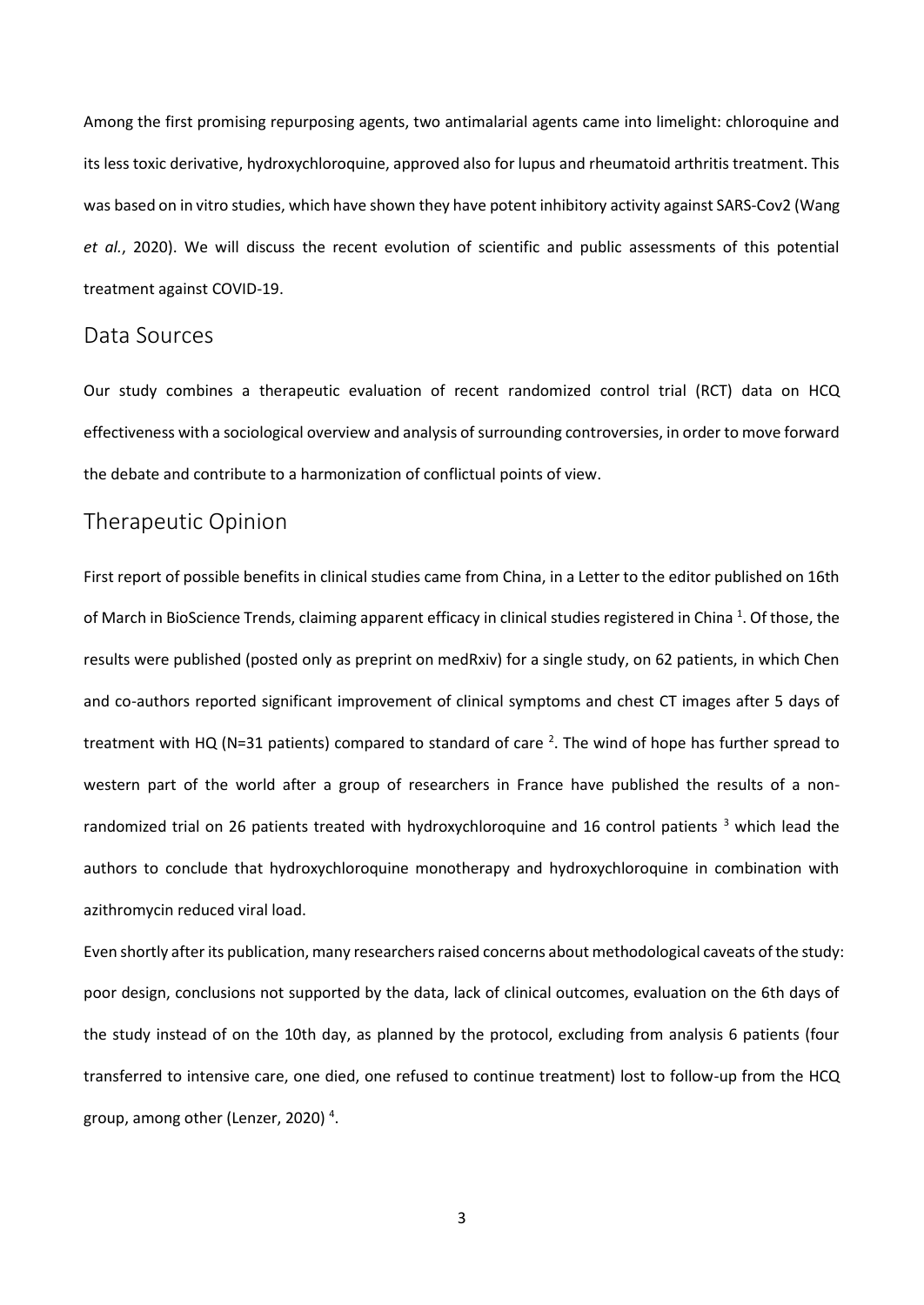Among the first promising repurposing agents, two antimalarial agents came into limelight: chloroquine and its less toxic derivative, hydroxychloroquine, approved also for lupus and rheumatoid arthritis treatment. This was based on in vitro studies, which have shown they have potent inhibitory activity against SARS-Cov2 (Wang *et al.*, 2020). We will discuss the recent evolution of scientific and public assessments of this potential treatment against COVID-19.

## Data Sources

Our study combines a therapeutic evaluation of recent randomized control trial (RCT) data on HCQ effectiveness with a sociological overview and analysis of surrounding controversies, in order to move forward the debate and contribute to a harmonization of conflictual points of view.

## Therapeutic Opinion

First report of possible benefits in clinical studies came from China, in a Letter to the editor published on 16th of March in BioScience Trends, claiming apparent efficacy in clinical studies registered in China [1]. Of those, the results were published (posted only as preprint on medRxiv) for a single study, on 62 patients, in which Chen and co-authors reported significant improvement of clinical symptoms and chest CT images after 5 days of treatment with HQ (N=31 patients) compared to standard of care [2]. The wind of hope has further spread to western part of the world after a group of researchers in France have published the results of a non-randomized trial on 26 patients treated with hydroxychloroquine and 16 control patients [3] which lead the authors to conclude that hydroxychloroquine monotherapy and hydroxychloroquine in combination with azithromycin reduced viral load.

Even shortly after its publication, many researchers raised concerns about methodological caveats of the study: poor design, conclusions not supported by the data, lack of clinical outcomes, evaluation on the 6th days of the study instead of on the 10th day, as planned by the protocol, excluding from analysis 6 patients (four transferred to intensive care, one died, one refused to continue treatment) lost to follow-up from the HCQ group, among other (Lenzer, 2020) [4].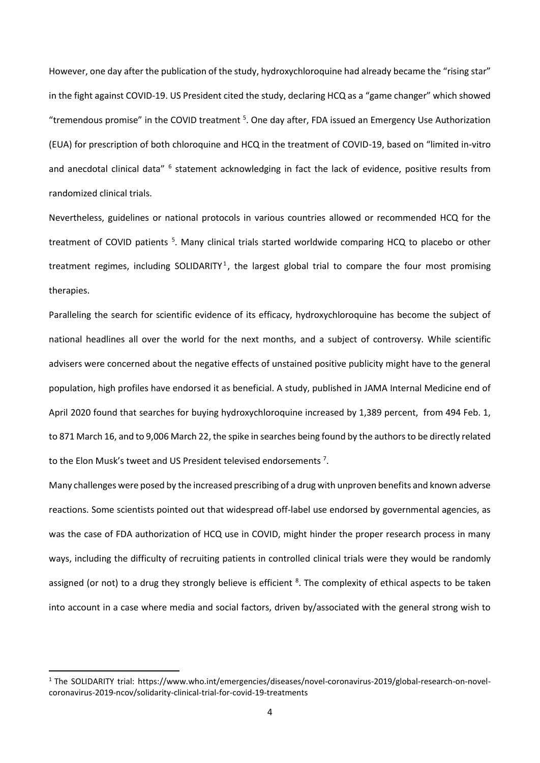However, one day after the publication of the study, hydroxychloroquine had already became the "rising star" in the fight against COVID-19. US President cited the study, declaring HCQ as a "game changer" which showed "tremendous promise" in the COVID treatment [5]. One day after, FDA issued an Emergency Use Authorization (EUA) for prescription of both chloroquine and HCQ in the treatment of COVID-19, based on "limited in-vitro and anecdotal clinical data" [6] statement acknowledging in fact the lack of evidence, positive results from randomized clinical trials.

Nevertheless, guidelines or national protocols in various countries allowed or recommended HCQ for the treatment of COVID patients [5]. Many clinical trials started worldwide comparing HCQ to placebo or other treatment regimes, including SOLIDARITY[1], the largest global trial to compare the four most promising therapies.

Paralleling the search for scientific evidence of its efficacy, hydroxychloroquine has become the subject of national headlines all over the world for the next months, and a subject of controversy. While scientific advisers were concerned about the negative effects of unstained positive publicity might have to the general population, high profiles have endorsed it as beneficial. A study, published in JAMA Internal Medicine end of April 2020 found that searches for buying hydroxychloroquine increased by 1,389 percent, from 494 Feb. 1, to 871 March 16, and to 9,006 March 22, the spike in searches being found by the authors to be directly related to the Elon Musk's tweet and US President televised endorsements [7].

Many challenges were posed by the increased prescribing of a drug with unproven benefits and known adverse reactions. Some scientists pointed out that widespread off-label use endorsed by governmental agencies, as was the case of FDA authorization of HCQ use in COVID, might hinder the proper research process in many ways, including the difficulty of recruiting patients in controlled clinical trials were they would be randomly assigned (or not) to a drug they strongly believe is efficient [8]. The complexity of ethical aspects to be taken into account in a case where media and social factors, driven by/associated with the general strong wish to

---

[1] The SOLIDARITY trial: https://www.who.int/emergencies/diseases/novel-coronavirus-2019/global-research-on-novel-coronavirus-2019-ncov/solidarity-clinical-trial-for-covid-19-treatments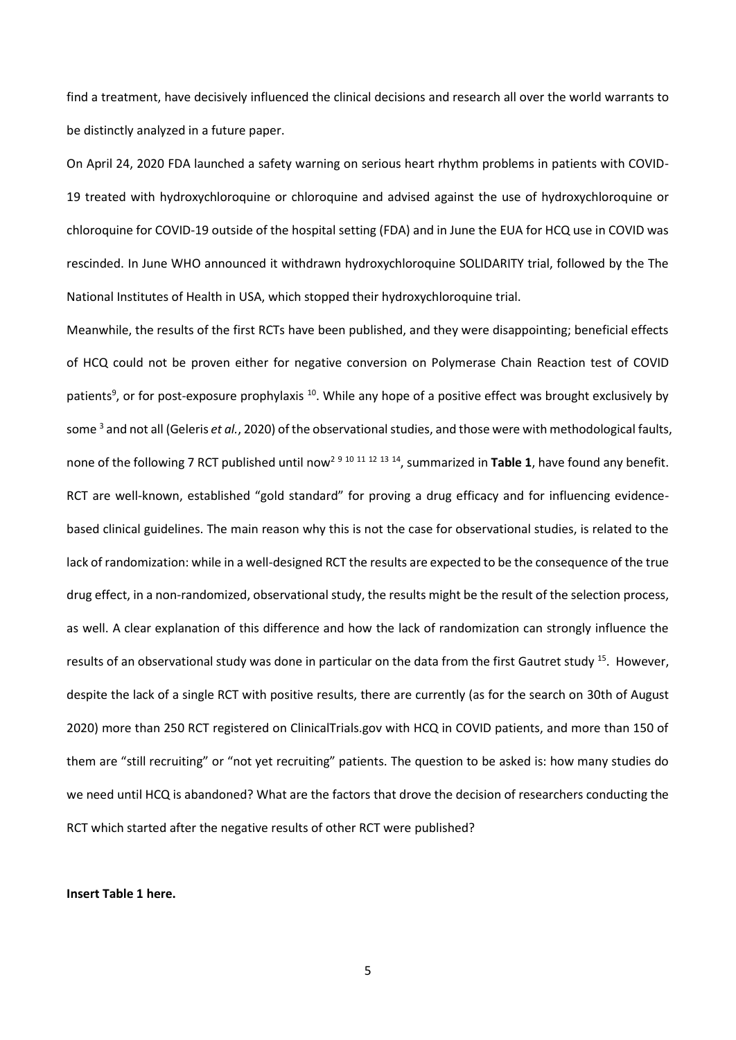find a treatment, have decisively influenced the clinical decisions and research all over the world warrants to be distinctly analyzed in a future paper.

On April 24, 2020 FDA launched a safety warning on serious heart rhythm problems in patients with COVID-19 treated with hydroxychloroquine or chloroquine and advised against the use of hydroxychloroquine or chloroquine for COVID-19 outside of the hospital setting (FDA) and in June the EUA for HCQ use in COVID was rescinded. In June WHO announced it withdrawn hydroxychloroquine SOLIDARITY trial, followed by the The National Institutes of Health in USA, which stopped their hydroxychloroquine trial.

Meanwhile, the results of the first RCTs have been published, and they were disappointing; beneficial effects of HCQ could not be proven either for negative conversion on Polymerase Chain Reaction test of COVID patients[9], or for post-exposure prophylaxis [10]. While any hope of a positive effect was brought exclusively by some [3] and not all (Geleris *et al.*, 2020) of the observational studies, and those were with methodological faults, none of the following 7 RCT published until now[2 9 10 11 12 13 14], summarized in **Table 1**, have found any benefit. RCT are well-known, established "gold standard" for proving a drug efficacy and for influencing evidence-based clinical guidelines. The main reason why this is not the case for observational studies, is related to the lack of randomization: while in a well-designed RCT the results are expected to be the consequence of the true drug effect, in a non-randomized, observational study, the results might be the result of the selection process, as well. A clear explanation of this difference and how the lack of randomization can strongly influence the results of an observational study was done in particular on the data from the first Gautret study [15]. However, despite the lack of a single RCT with positive results, there are currently (as for the search on 30th of August 2020) more than 250 RCT registered on ClinicalTrials.gov with HCQ in COVID patients, and more than 150 of them are "still recruiting" or "not yet recruiting" patients. The question to be asked is: how many studies do we need until HCQ is abandoned? What are the factors that drove the decision of researchers conducting the RCT which started after the negative results of other RCT were published?

**Insert Table 1 here.**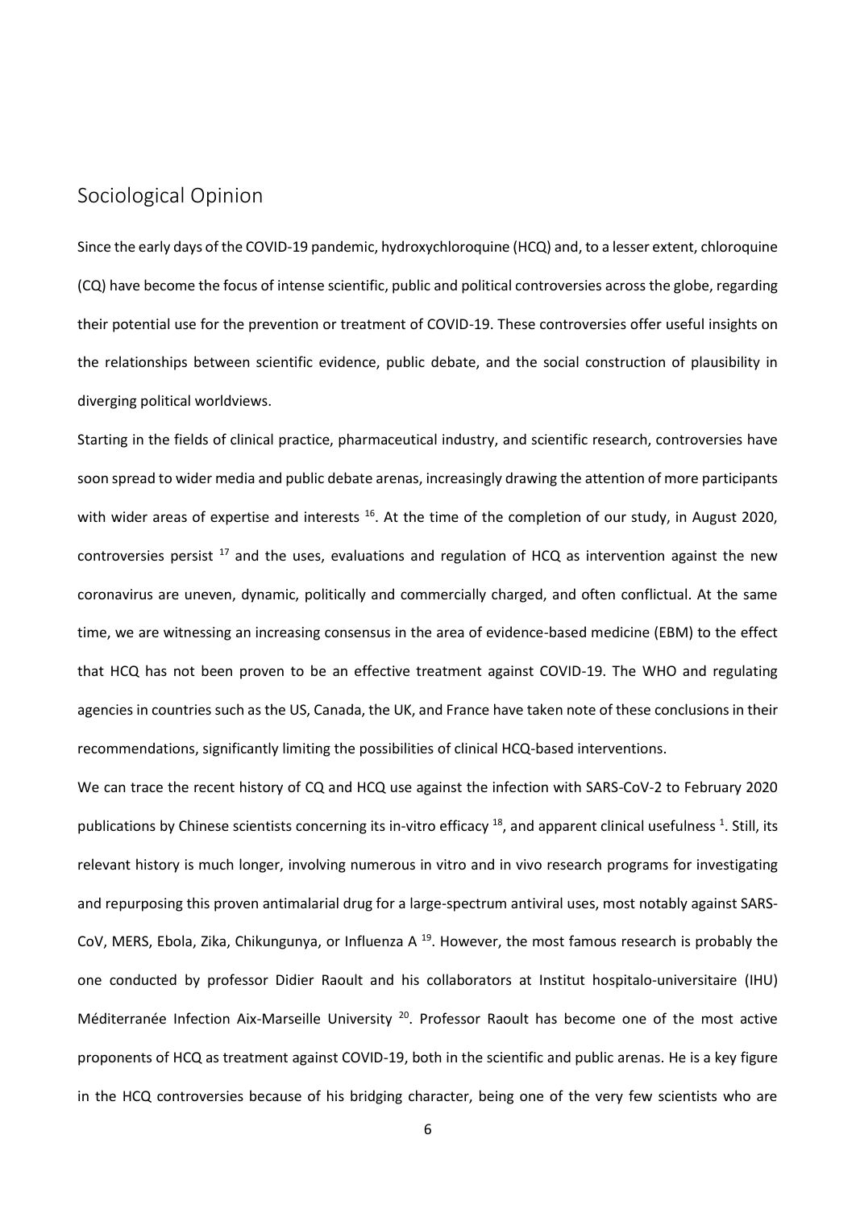## Sociological Opinion

Since the early days of the COVID-19 pandemic, hydroxychloroquine (HCQ) and, to a lesser extent, chloroquine (CQ) have become the focus of intense scientific, public and political controversies across the globe, regarding their potential use for the prevention or treatment of COVID-19. These controversies offer useful insights on the relationships between scientific evidence, public debate, and the social construction of plausibility in diverging political worldviews.

Starting in the fields of clinical practice, pharmaceutical industry, and scientific research, controversies have soon spread to wider media and public debate arenas, increasingly drawing the attention of more participants with wider areas of expertise and interests [16]. At the time of the completion of our study, in August 2020, controversies persist [17] and the uses, evaluations and regulation of HCQ as intervention against the new coronavirus are uneven, dynamic, politically and commercially charged, and often conflictual. At the same time, we are witnessing an increasing consensus in the area of evidence-based medicine (EBM) to the effect that HCQ has not been proven to be an effective treatment against COVID-19. The WHO and regulating agencies in countries such as the US, Canada, the UK, and France have taken note of these conclusions in their recommendations, significantly limiting the possibilities of clinical HCQ-based interventions.

We can trace the recent history of CQ and HCQ use against the infection with SARS-CoV-2 to February 2020 publications by Chinese scientists concerning its in-vitro efficacy [18], and apparent clinical usefulness [1]. Still, its relevant history is much longer, involving numerous in vitro and in vivo research programs for investigating and repurposing this proven antimalarial drug for a large-spectrum antiviral uses, most notably against SARS-CoV, MERS, Ebola, Zika, Chikungunya, or Influenza A [19]. However, the most famous research is probably the one conducted by professor Didier Raoult and his collaborators at Institut hospitalo-universitaire (IHU) Méditerranée Infection Aix-Marseille University [20]. Professor Raoult has become one of the most active proponents of HCQ as treatment against COVID-19, both in the scientific and public arenas. He is a key figure in the HCQ controversies because of his bridging character, being one of the very few scientists who are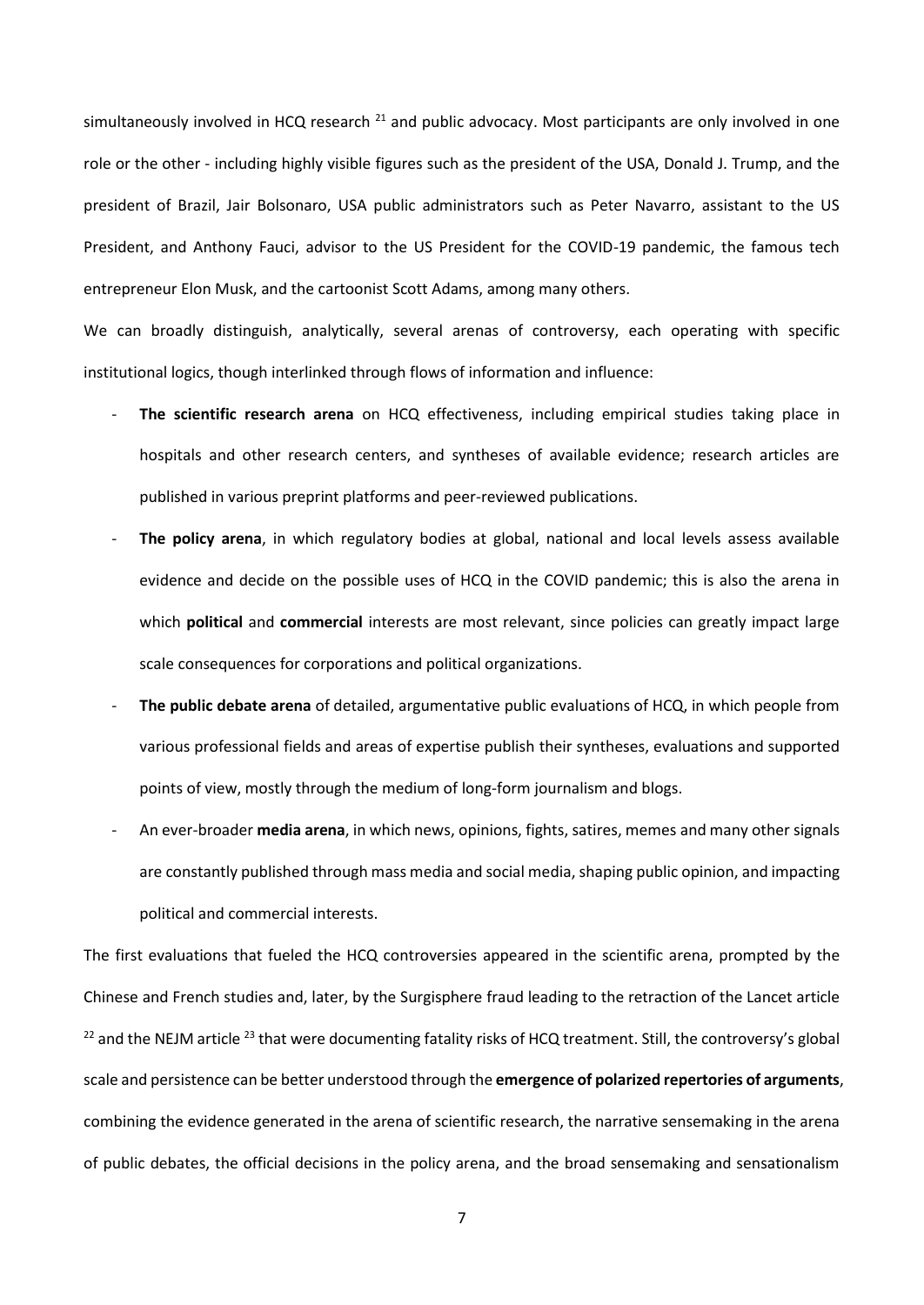simultaneously involved in HCQ research [21] and public advocacy. Most participants are only involved in one role or the other - including highly visible figures such as the president of the USA, Donald J. Trump, and the president of Brazil, Jair Bolsonaro, USA public administrators such as Peter Navarro, assistant to the US President, and Anthony Fauci, advisor to the US President for the COVID-19 pandemic, the famous tech entrepreneur Elon Musk, and the cartoonist Scott Adams, among many others.

We can broadly distinguish, analytically, several arenas of controversy, each operating with specific institutional logics, though interlinked through flows of information and influence:

- **The scientific research arena** on HCQ effectiveness, including empirical studies taking place in hospitals and other research centers, and syntheses of available evidence; research articles are published in various preprint platforms and peer-reviewed publications.
- **The policy arena**, in which regulatory bodies at global, national and local levels assess available evidence and decide on the possible uses of HCQ in the COVID pandemic; this is also the arena in which **political** and **commercial** interests are most relevant, since policies can greatly impact large scale consequences for corporations and political organizations.
- **The public debate arena** of detailed, argumentative public evaluations of HCQ, in which people from various professional fields and areas of expertise publish their syntheses, evaluations and supported points of view, mostly through the medium of long-form journalism and blogs.
- An ever-broader **media arena**, in which news, opinions, fights, satires, memes and many other signals are constantly published through mass media and social media, shaping public opinion, and impacting political and commercial interests.

The first evaluations that fueled the HCQ controversies appeared in the scientific arena, prompted by the Chinese and French studies and, later, by the Surgisphere fraud leading to the retraction of the Lancet article [22] and the NEJM article [23] that were documenting fatality risks of HCQ treatment. Still, the controversy's global scale and persistence can be better understood through the **emergence of polarized repertories of arguments**, combining the evidence generated in the arena of scientific research, the narrative sensemaking in the arena of public debates, the official decisions in the policy arena, and the broad sensemaking and sensationalism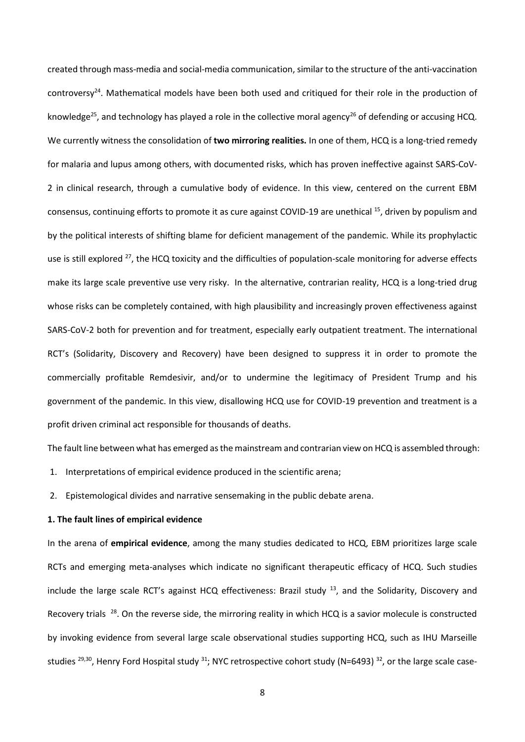created through mass-media and social-media communication, similar to the structure of the anti-vaccination controversy[24]. Mathematical models have been both used and critiqued for their role in the production of knowledge[25], and technology has played a role in the collective moral agency[26] of defending or accusing HCQ. We currently witness the consolidation of **two mirroring realities.** In one of them, HCQ is a long-tried remedy for malaria and lupus among others, with documented risks, which has proven ineffective against SARS-CoV-2 in clinical research, through a cumulative body of evidence. In this view, centered on the current EBM consensus, continuing efforts to promote it as cure against COVID-19 are unethical [15], driven by populism and by the political interests of shifting blame for deficient management of the pandemic. While its prophylactic use is still explored [27], the HCQ toxicity and the difficulties of population-scale monitoring for adverse effects make its large scale preventive use very risky. In the alternative, contrarian reality, HCQ is a long-tried drug whose risks can be completely contained, with high plausibility and increasingly proven effectiveness against SARS-CoV-2 both for prevention and for treatment, especially early outpatient treatment. The international RCT's (Solidarity, Discovery and Recovery) have been designed to suppress it in order to promote the commercially profitable Remdesivir, and/or to undermine the legitimacy of President Trump and his government of the pandemic. In this view, disallowing HCQ use for COVID-19 prevention and treatment is a profit driven criminal act responsible for thousands of deaths.

The fault line between what has emerged as the mainstream and contrarian view on HCQ is assembled through:

1. Interpretations of empirical evidence produced in the scientific arena;
2. Epistemological divides and narrative sensemaking in the public debate arena.

**1. The fault lines of empirical evidence**

In the arena of **empirical evidence**, among the many studies dedicated to HCQ, EBM prioritizes large scale RCTs and emerging meta-analyses which indicate no significant therapeutic efficacy of HCQ. Such studies include the large scale RCT's against HCQ effectiveness: Brazil study [13], and the Solidarity, Discovery and Recovery trials [28]. On the reverse side, the mirroring reality in which HCQ is a savior molecule is constructed by invoking evidence from several large scale observational studies supporting HCQ, such as IHU Marseille studies [29,30], Henry Ford Hospital study [31]; NYC retrospective cohort study (N=6493) [32], or the large scale case-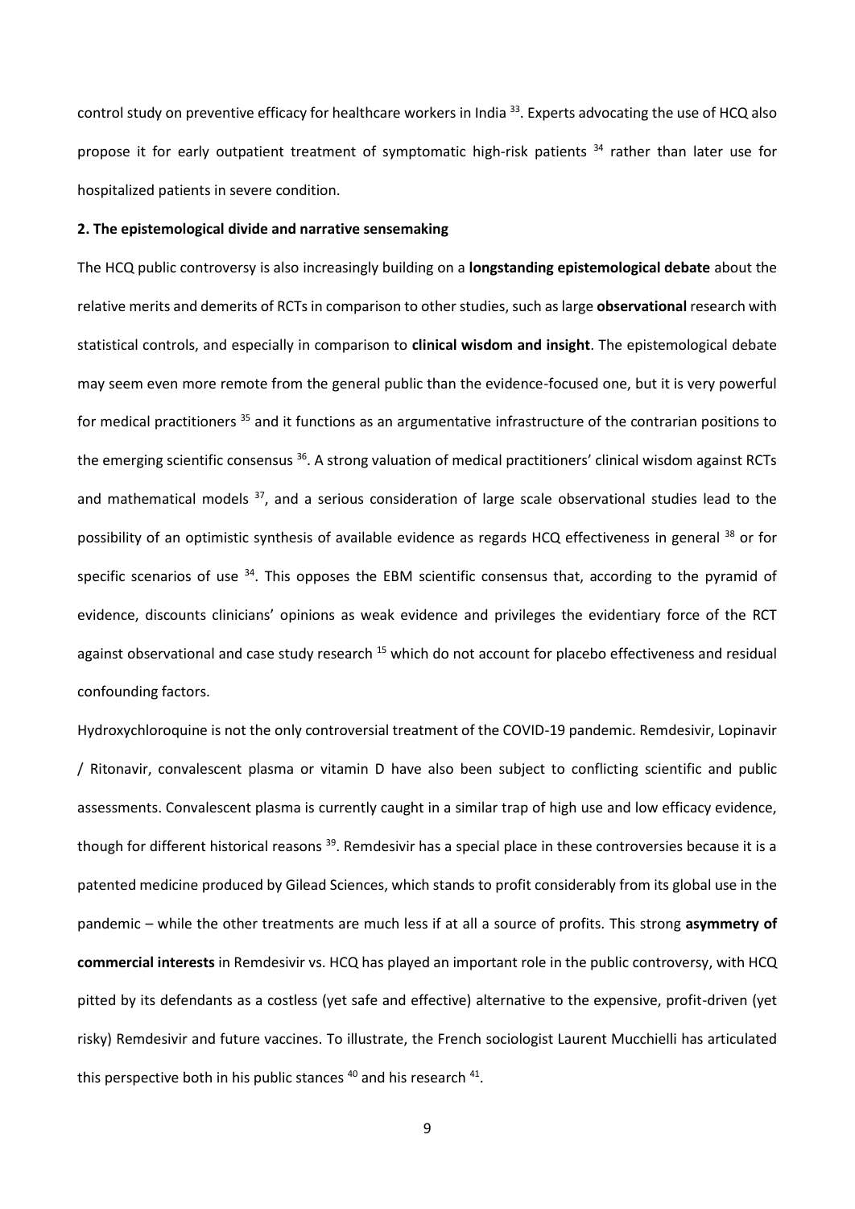control study on preventive efficacy for healthcare workers in India [33]. Experts advocating the use of HCQ also propose it for early outpatient treatment of symptomatic high-risk patients [34] rather than later use for hospitalized patients in severe condition.

### 2. The epistemological divide and narrative sensemaking

The HCQ public controversy is also increasingly building on a **longstanding epistemological debate** about the relative merits and demerits of RCTs in comparison to other studies, such as large **observational** research with statistical controls, and especially in comparison to **clinical wisdom and insight**. The epistemological debate may seem even more remote from the general public than the evidence-focused one, but it is very powerful for medical practitioners [35] and it functions as an argumentative infrastructure of the contrarian positions to the emerging scientific consensus [36]. A strong valuation of medical practitioners' clinical wisdom against RCTs and mathematical models [37], and a serious consideration of large scale observational studies lead to the possibility of an optimistic synthesis of available evidence as regards HCQ effectiveness in general [38] or for specific scenarios of use [34]. This opposes the EBM scientific consensus that, according to the pyramid of evidence, discounts clinicians' opinions as weak evidence and privileges the evidentiary force of the RCT against observational and case study research [15] which do not account for placebo effectiveness and residual confounding factors.

Hydroxychloroquine is not the only controversial treatment of the COVID-19 pandemic. Remdesivir, Lopinavir / Ritonavir, convalescent plasma or vitamin D have also been subject to conflicting scientific and public assessments. Convalescent plasma is currently caught in a similar trap of high use and low efficacy evidence, though for different historical reasons [39]. Remdesivir has a special place in these controversies because it is a patented medicine produced by Gilead Sciences, which stands to profit considerably from its global use in the pandemic – while the other treatments are much less if at all a source of profits. This strong **asymmetry of commercial interests** in Remdesivir vs. HCQ has played an important role in the public controversy, with HCQ pitted by its defendants as a costless (yet safe and effective) alternative to the expensive, profit-driven (yet risky) Remdesivir and future vaccines. To illustrate, the French sociologist Laurent Mucchielli has articulated this perspective both in his public stances [40] and his research [41].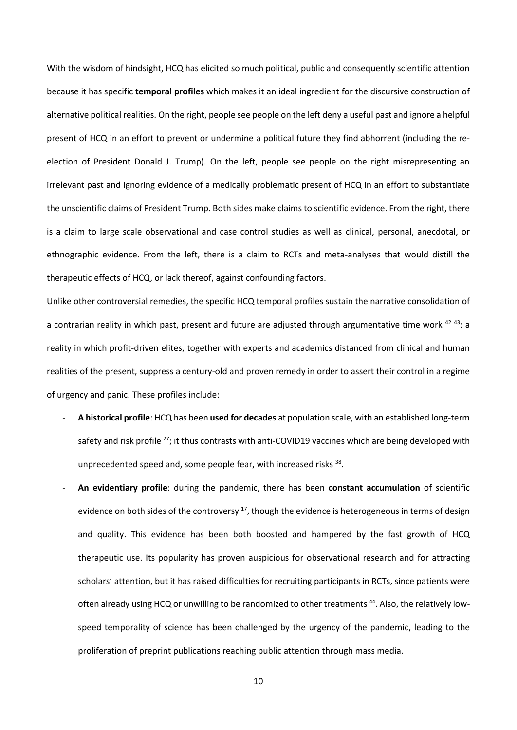With the wisdom of hindsight, HCQ has elicited so much political, public and consequently scientific attention because it has specific **temporal profiles** which makes it an ideal ingredient for the discursive construction of alternative political realities. On the right, people see people on the left deny a useful past and ignore a helpful present of HCQ in an effort to prevent or undermine a political future they find abhorrent (including the re-election of President Donald J. Trump). On the left, people see people on the right misrepresenting an irrelevant past and ignoring evidence of a medically problematic present of HCQ in an effort to substantiate the unscientific claims of President Trump. Both sides make claims to scientific evidence. From the right, there is a claim to large scale observational and case control studies as well as clinical, personal, anecdotal, or ethnographic evidence. From the left, there is a claim to RCTs and meta-analyses that would distill the therapeutic effects of HCQ, or lack thereof, against confounding factors.

Unlike other controversial remedies, the specific HCQ temporal profiles sustain the narrative consolidation of a contrarian reality in which past, present and future are adjusted through argumentative time work [42 43]: a reality in which profit-driven elites, together with experts and academics distanced from clinical and human realities of the present, suppress a century-old and proven remedy in order to assert their control in a regime of urgency and panic. These profiles include:

- **A historical profile**: HCQ has been **used for decades** at population scale, with an established long-term safety and risk profile [27]; it thus contrasts with anti-COVID19 vaccines which are being developed with unprecedented speed and, some people fear, with increased risks [38].
- **An evidentiary profile**: during the pandemic, there has been **constant accumulation** of scientific evidence on both sides of the controversy [17], though the evidence is heterogeneous in terms of design and quality. This evidence has been both boosted and hampered by the fast growth of HCQ therapeutic use. Its popularity has proven auspicious for observational research and for attracting scholars' attention, but it has raised difficulties for recruiting participants in RCTs, since patients were often already using HCQ or unwilling to be randomized to other treatments [44]. Also, the relatively low-speed temporality of science has been challenged by the urgency of the pandemic, leading to the proliferation of preprint publications reaching public attention through mass media.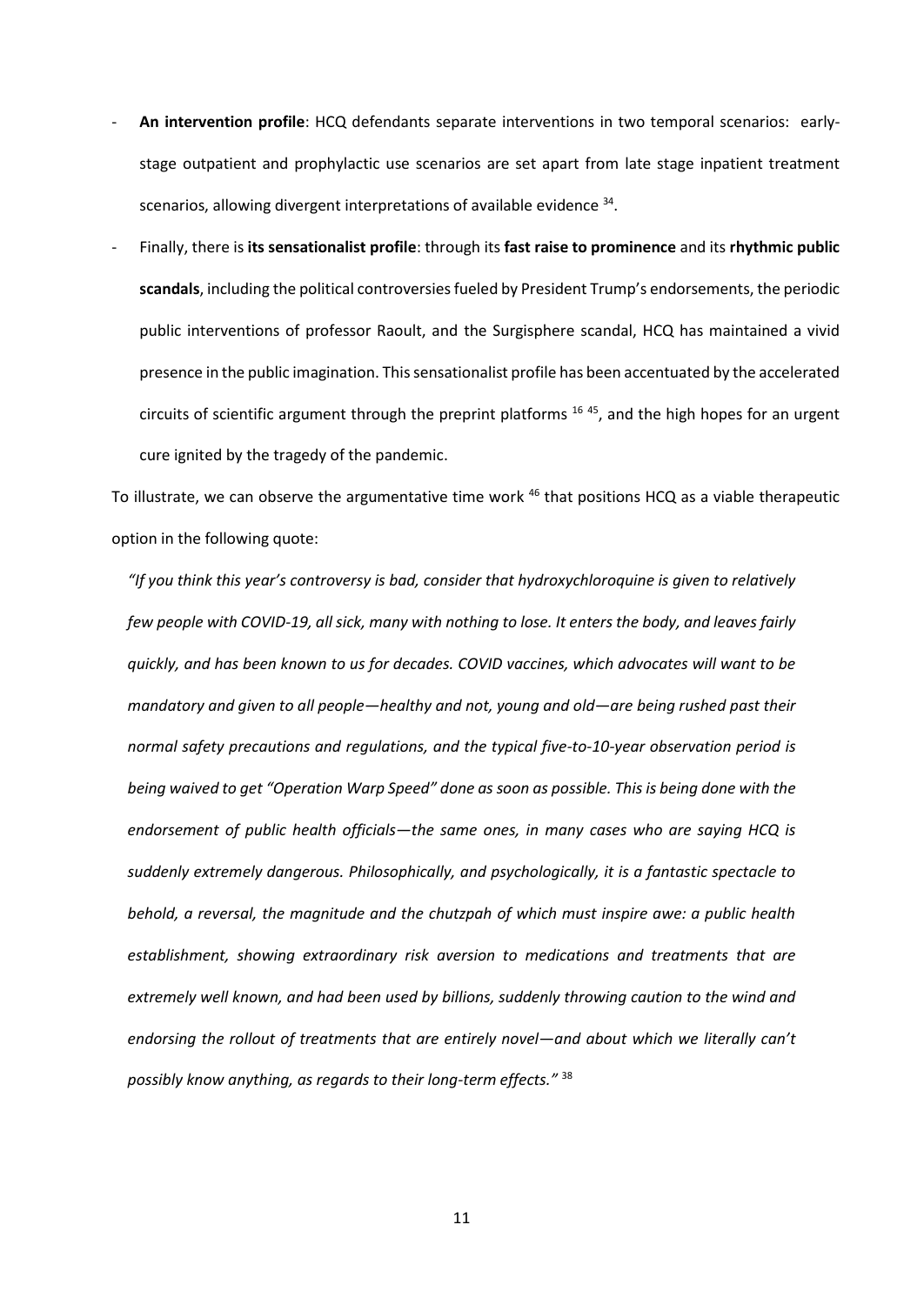- **An intervention profile**: HCQ defendants separate interventions in two temporal scenarios: early-stage outpatient and prophylactic use scenarios are set apart from late stage inpatient treatment scenarios, allowing divergent interpretations of available evidence [34].
- Finally, there is **its sensationalist profile**: through its **fast raise to prominence** and its **rhythmic public scandals**, including the political controversies fueled by President Trump's endorsements, the periodic public interventions of professor Raoult, and the Surgisphere scandal, HCQ has maintained a vivid presence in the public imagination. This sensationalist profile has been accentuated by the accelerated circuits of scientific argument through the preprint platforms [16 45], and the high hopes for an urgent cure ignited by the tragedy of the pandemic.

To illustrate, we can observe the argumentative time work [46] that positions HCQ as a viable therapeutic option in the following quote:

> *"If you think this year's controversy is bad, consider that hydroxychloroquine is given to relatively few people with COVID-19, all sick, many with nothing to lose. It enters the body, and leaves fairly quickly, and has been known to us for decades. COVID vaccines, which advocates will want to be mandatory and given to all people—healthy and not, young and old—are being rushed past their normal safety precautions and regulations, and the typical five-to-10-year observation period is being waived to get "Operation Warp Speed" done as soon as possible. This is being done with the endorsement of public health officials—the same ones, in many cases who are saying HCQ is suddenly extremely dangerous. Philosophically, and psychologically, it is a fantastic spectacle to behold, a reversal, the magnitude and the chutzpah of which must inspire awe: a public health establishment, showing extraordinary risk aversion to medications and treatments that are extremely well known, and had been used by billions, suddenly throwing caution to the wind and endorsing the rollout of treatments that are entirely novel—and about which we literally can't possibly know anything, as regards to their long-term effects."* [38]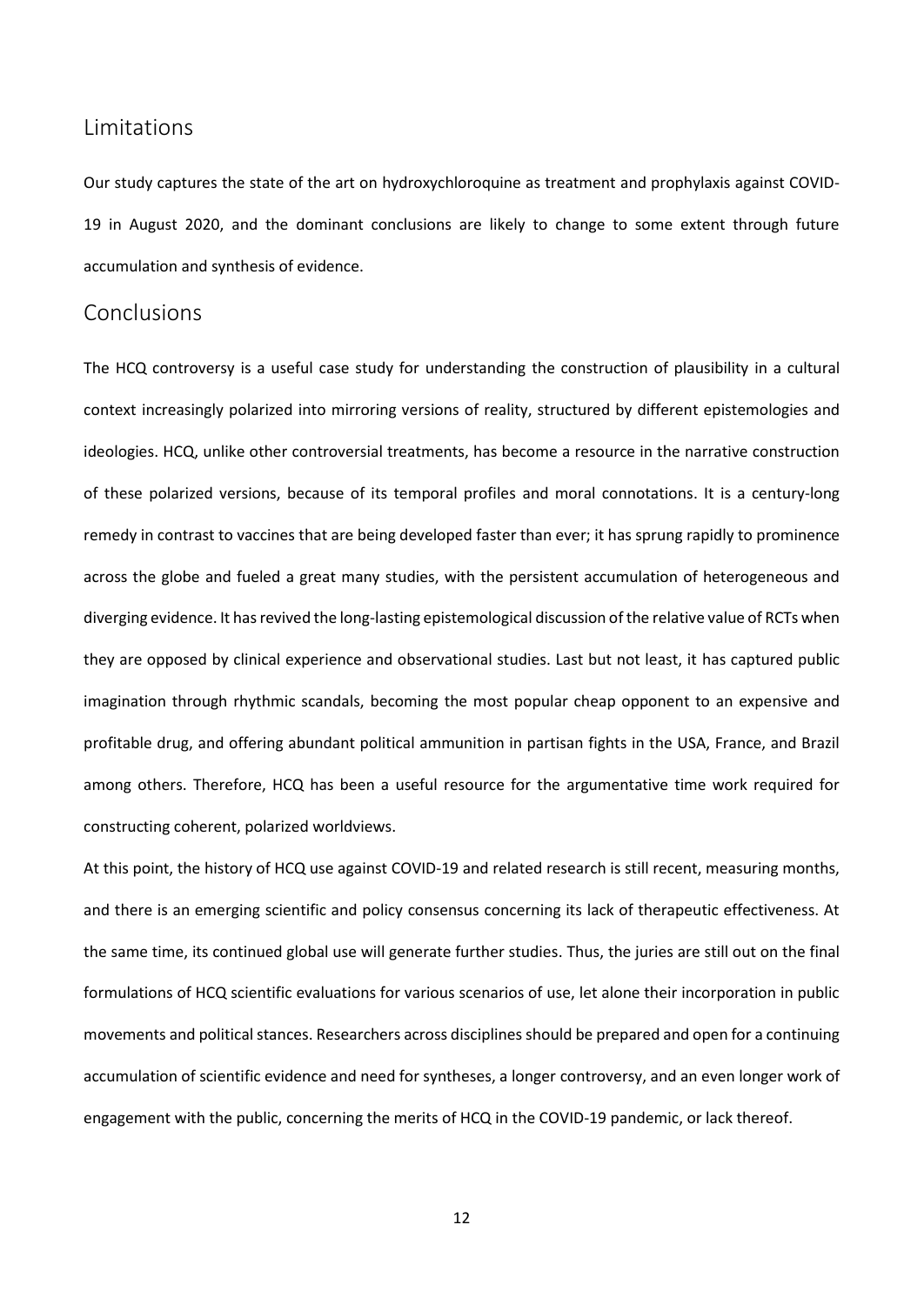## Limitations

Our study captures the state of the art on hydroxychloroquine as treatment and prophylaxis against COVID-19 in August 2020, and the dominant conclusions are likely to change to some extent through future accumulation and synthesis of evidence.

## Conclusions

The HCQ controversy is a useful case study for understanding the construction of plausibility in a cultural context increasingly polarized into mirroring versions of reality, structured by different epistemologies and ideologies. HCQ, unlike other controversial treatments, has become a resource in the narrative construction of these polarized versions, because of its temporal profiles and moral connotations. It is a century-long remedy in contrast to vaccines that are being developed faster than ever; it has sprung rapidly to prominence across the globe and fueled a great many studies, with the persistent accumulation of heterogeneous and diverging evidence. It has revived the long-lasting epistemological discussion of the relative value of RCTs when they are opposed by clinical experience and observational studies. Last but not least, it has captured public imagination through rhythmic scandals, becoming the most popular cheap opponent to an expensive and profitable drug, and offering abundant political ammunition in partisan fights in the USA, France, and Brazil among others. Therefore, HCQ has been a useful resource for the argumentative time work required for constructing coherent, polarized worldviews.

At this point, the history of HCQ use against COVID-19 and related research is still recent, measuring months, and there is an emerging scientific and policy consensus concerning its lack of therapeutic effectiveness. At the same time, its continued global use will generate further studies. Thus, the juries are still out on the final formulations of HCQ scientific evaluations for various scenarios of use, let alone their incorporation in public movements and political stances. Researchers across disciplines should be prepared and open for a continuing accumulation of scientific evidence and need for syntheses, a longer controversy, and an even longer work of engagement with the public, concerning the merits of HCQ in the COVID-19 pandemic, or lack thereof.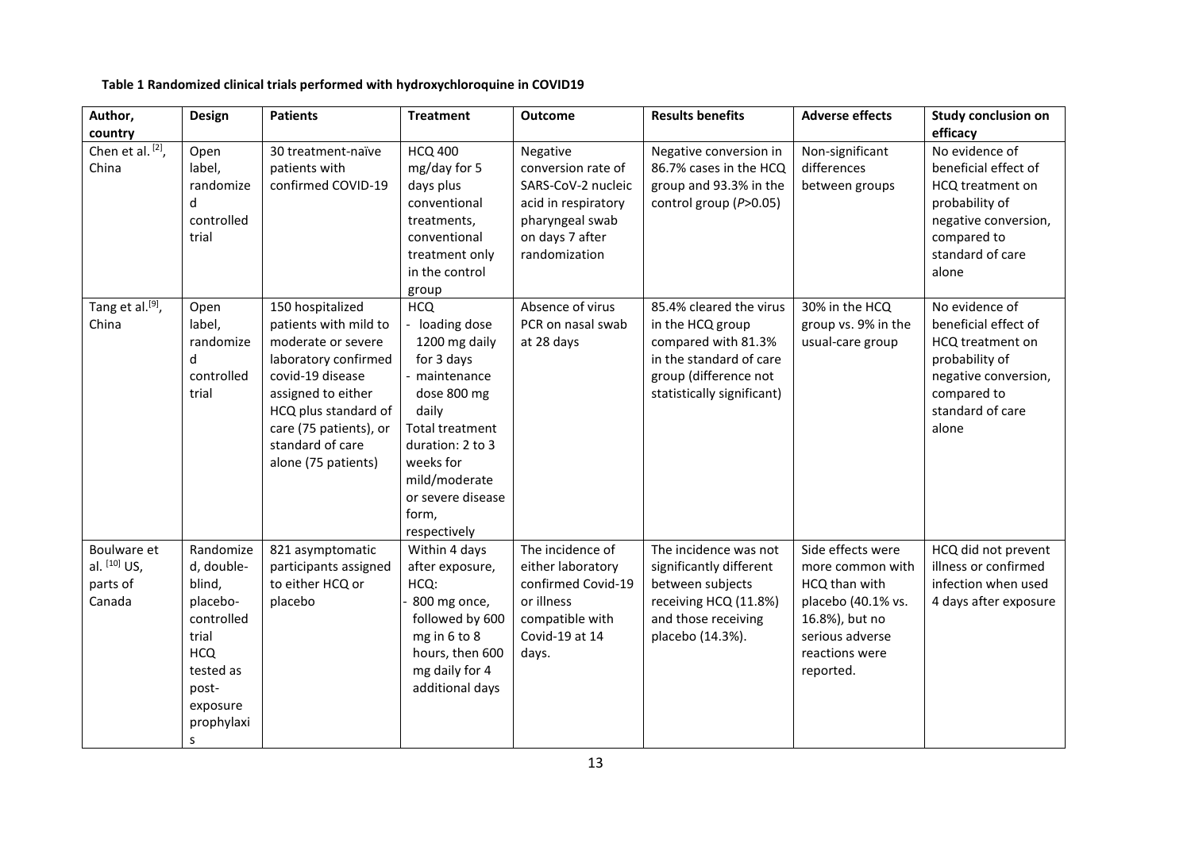**Table 1 Randomized clinical trials performed with hydroxychloroquine in COVID19**

| Author, country | Design | Patients | Treatment | Outcome | Results benefits | Adverse effects | Study conclusion on efficacy |
|---|---|---|---|---|---|---|---|
| Chen et al. [2], China | Open label, randomized controlled trial | 30 treatment-naïve patients with confirmed COVID-19 | HCQ 400 mg/day for 5 days plus conventional treatments, conventional treatment only in the control group | Negative conversion rate of SARS-CoV-2 nucleic acid in respiratory pharyngeal swab on days 7 after randomization | Negative conversion in 86.7% cases in the HCQ group and 93.3% in the control group (*P*>0.05) | Non-significant differences between groups | No evidence of beneficial effect of HCQ treatment on probability of negative conversion, compared to standard of care alone |
| Tang et al.[9], China | Open label, randomized controlled trial | 150 hospitalized patients with mild to moderate or severe laboratory confirmed covid-19 disease assigned to either HCQ plus standard of care (75 patients), or standard of care alone (75 patients) | HCQ<br>- loading dose 1200 mg daily for 3 days<br>- maintenance dose 800 mg daily<br>Total treatment duration: 2 to 3 weeks for mild/moderate or severe disease form, respectively | Absence of virus PCR on nasal swab at 28 days | 85.4% cleared the virus in the HCQ group compared with 81.3% in the standard of care group (difference not statistically significant) | 30% in the HCQ group vs. 9% in the usual-care group | No evidence of beneficial effect of HCQ treatment on probability of negative conversion, compared to standard of care alone |
| Boulware et al. [10] US, parts of Canada | Randomized, double-blind, placebo-controlled trial HCQ tested as post-exposure prophylaxis | 821 asymptomatic participants assigned to either HCQ or placebo | Within 4 days after exposure, HCQ:<br>- 800 mg once, followed by 600 mg in 6 to 8 hours, then 600 mg daily for 4 additional days | The incidence of either laboratory confirmed Covid-19 or illness compatible with Covid-19 at 14 days. | The incidence was not significantly different between subjects receiving HCQ (11.8%) and those receiving placebo (14.3%). | Side effects were more common with HCQ than with placebo (40.1% vs. 16.8%), but no serious adverse reactions were reported. | HCQ did not prevent illness or confirmed infection when used 4 days after exposure |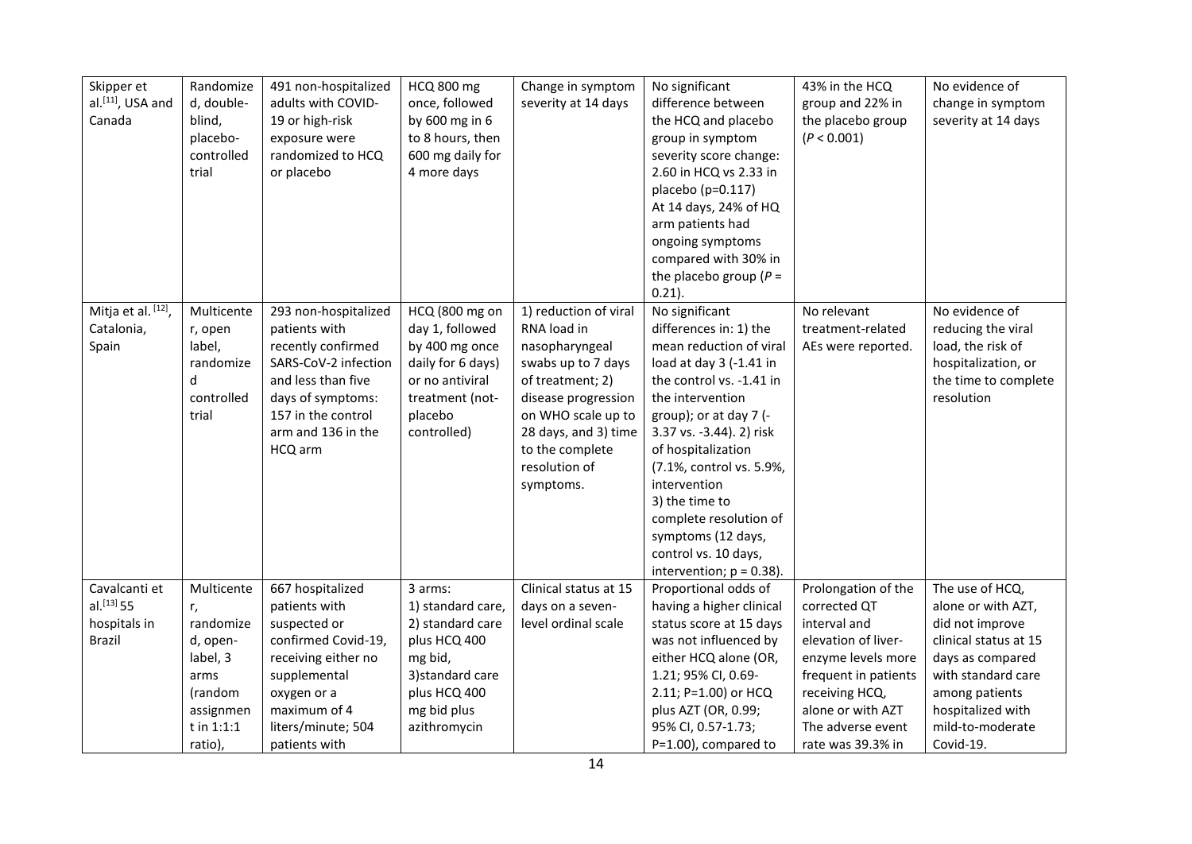| | | | | | | | |
|---|---|---|---|---|---|---|---|
| Skipper et al.[11], USA and Canada | Randomized, double-blind, placebo-controlled trial | 491 non-hospitalized adults with COVID-19 or high-risk exposure were randomized to HCQ or placebo | HCQ 800 mg once, followed by 600 mg in 6 to 8 hours, then 600 mg daily for 4 more days | Change in symptom severity at 14 days | No significant difference between the HCQ and placebo group in symptom severity score change: 2.60 in HCQ vs 2.33 in placebo (p=0.117) At 14 days, 24% of HQ arm patients had ongoing symptoms compared with 30% in the placebo group ($P$ = 0.21). | 43% in the HCQ group and 22% in the placebo group ($P < 0.001$) | No evidence of change in symptom severity at 14 days |
| Mitja et al. [12], Catalonia, Spain | Multicenter, open label, randomized controlled trial | 293 non-hospitalized patients with recently confirmed SARS-CoV-2 infection and less than five days of symptoms: 157 in the control arm and 136 in the HCQ arm | HCQ (800 mg on day 1, followed by 400 mg once daily for 6 days) or no antiviral treatment (not-placebo controlled) | 1) reduction of viral RNA load in nasopharyngeal swabs up to 7 days of treatment; 2) disease progression on WHO scale up to 28 days, and 3) time to the complete resolution of symptoms. | No significant differences in: 1) the mean reduction of viral load at day 3 (-1.41 in the control vs. -1.41 in the intervention group); or at day 7 (-3.37 vs. -3.44). 2) risk of hospitalization (7.1%, control vs. 5.9%, intervention 3) the time to complete resolution of symptoms (12 days, control vs. 10 days, intervention; p = 0.38). | No relevant treatment-related AEs were reported. | No evidence of reducing the viral load, the risk of hospitalization, or the time to complete resolution |
| Cavalcanti et al.[13] 55 hospitals in Brazil | Multicenter, randomized, open-label, 3 arms (random assignment in 1:1:1 ratio), | 667 hospitalized patients with suspected or confirmed Covid-19, receiving either no supplemental oxygen or a maximum of 4 liters/minute; 504 patients with | 3 arms: 1) standard care, 2) standard care plus HCQ 400 mg bid, 3)standard care plus HCQ 400 mg bid plus azithromycin | Clinical status at 15 days on a seven-level ordinal scale | Proportional odds of having a higher clinical status score at 15 days was not influenced by either HCQ alone (OR, 1.21; 95% CI, 0.69-2.11; P=1.00) or HCQ plus AZT (OR, 0.99; 95% CI, 0.57-1.73; P=1.00), compared to | Prolongation of the corrected QT interval and elevation of liver-enzyme levels more frequent in patients receiving HCQ, alone or with AZT The adverse event rate was 39.3% in | The use of HCQ, alone or with AZT, did not improve clinical status at 15 days as compared with standard care among patients hospitalized with mild-to-moderate Covid-19. |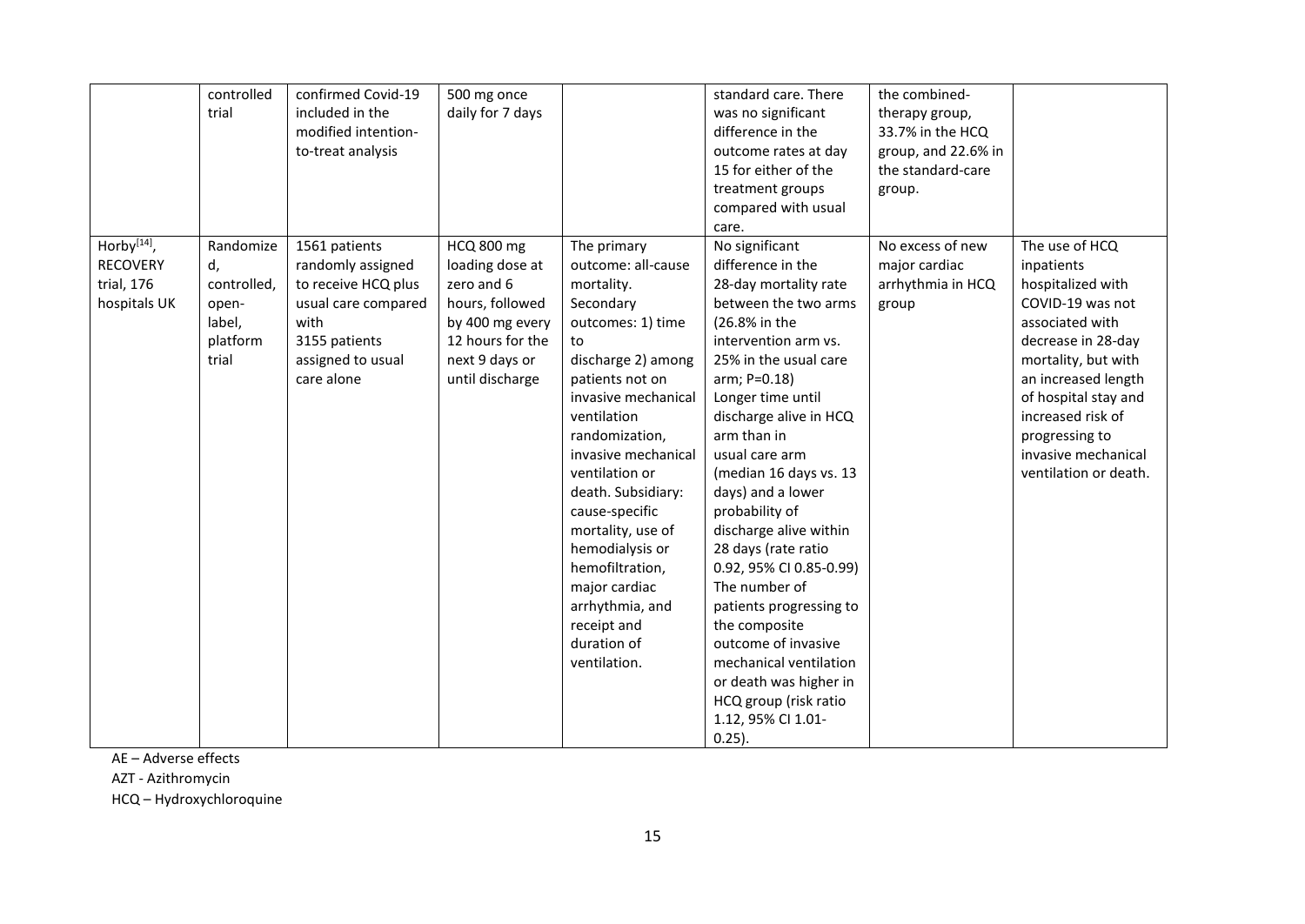|  |  |  |  |  |  |  |  |
|---|---|---|---|---|---|---|---|
|  | controlled trial | confirmed Covid-19 included in the modified intention-to-treat analysis | 500 mg once daily for 7 days |  | standard care. There was no significant difference in the outcome rates at day 15 for either of the treatment groups compared with usual care. | the combined-therapy group, 33.7% in the HCQ group, and 22.6% in the standard-care group. |  |
| Horby[14], RECOVERY trial, 176 hospitals UK | Randomized, controlled, open-label, platform trial | 1561 patients randomly assigned to receive HCQ plus usual care compared with 3155 patients assigned to usual care alone | HCQ 800 mg loading dose at zero and 6 hours, followed by 400 mg every 12 hours for the next 9 days or until discharge | The primary outcome: all-cause mortality. Secondary outcomes: 1) time to discharge 2) among patients not on invasive mechanical ventilation randomization, invasive mechanical ventilation or death. Subsidiary: cause-specific mortality, use of hemodialysis or hemofiltration, major cardiac arrhythmia, and receipt and duration of ventilation. | No significant difference in the 28-day mortality rate between the two arms (26.8% in the intervention arm vs. 25% in the usual care arm; P=0.18) Longer time until discharge alive in HCQ arm than in usual care arm (median 16 days vs. 13 days) and a lower probability of discharge alive within 28 days (rate ratio 0.92, 95% CI 0.85-0.99) The number of patients progressing to the composite outcome of invasive mechanical ventilation or death was higher in HCQ group (risk ratio 1.12, 95% CI 1.01-0.25). | No excess of new major cardiac arrhythmia in HCQ group | The use of HCQ inpatients hospitalized with COVID-19 was not associated with decrease in 28-day mortality, but with an increased length of hospital stay and increased risk of progressing to invasive mechanical ventilation or death. |

AE – Adverse effects

AZT - Azithromycin

HCQ – Hydroxychloroquine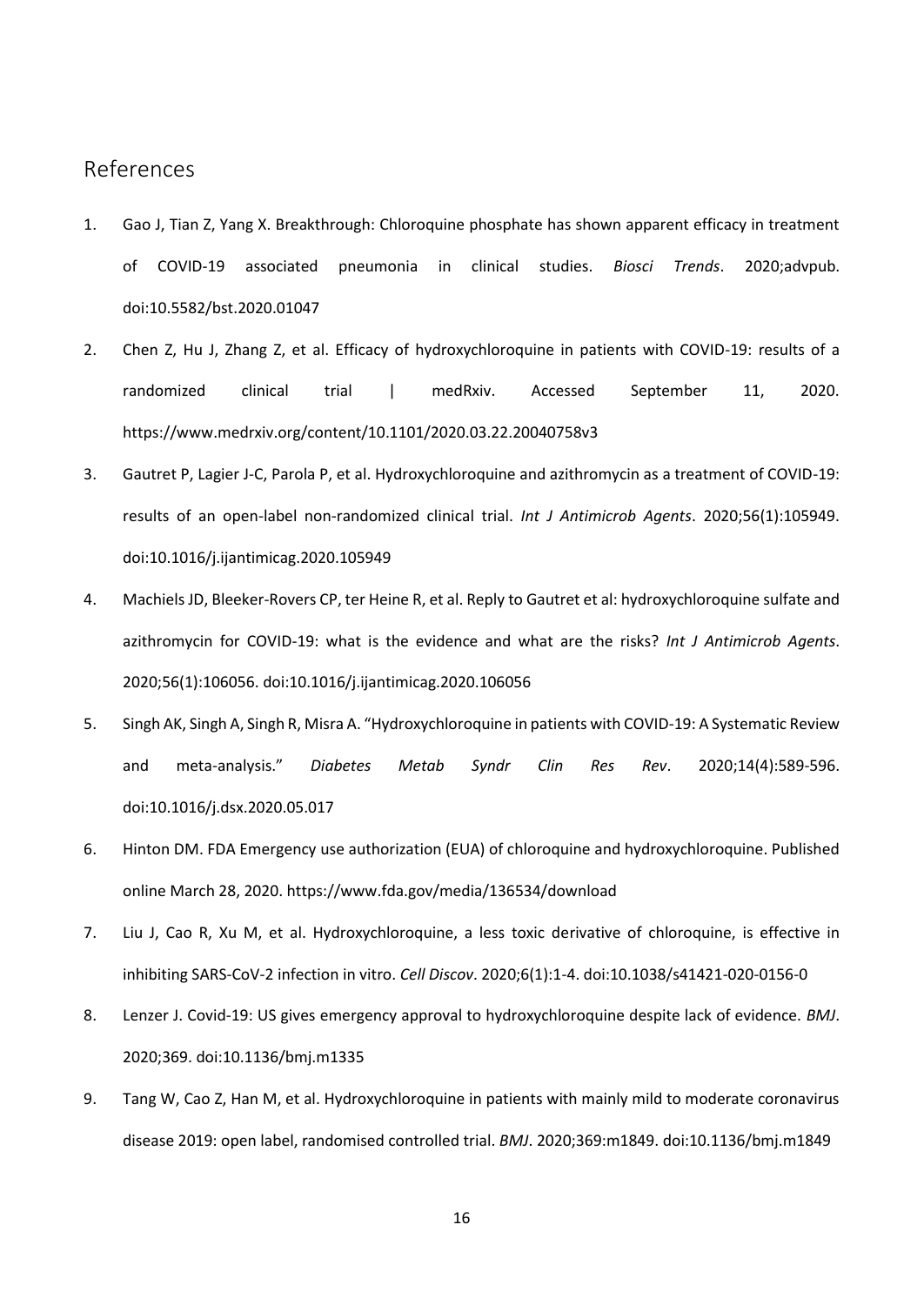## References

1. Gao J, Tian Z, Yang X. Breakthrough: Chloroquine phosphate has shown apparent efficacy in treatment of COVID-19 associated pneumonia in clinical studies. *Biosci Trends*. 2020;advpub. doi:10.5582/bst.2020.01047
2. Chen Z, Hu J, Zhang Z, et al. Efficacy of hydroxychloroquine in patients with COVID-19: results of a randomized clinical trial | medRxiv. Accessed September 11, 2020. https://www.medrxiv.org/content/10.1101/2020.03.22.20040758v3
3. Gautret P, Lagier J-C, Parola P, et al. Hydroxychloroquine and azithromycin as a treatment of COVID-19: results of an open-label non-randomized clinical trial. *Int J Antimicrob Agents*. 2020;56(1):105949. doi:10.1016/j.ijantimicag.2020.105949
4. Machiels JD, Bleeker-Rovers CP, ter Heine R, et al. Reply to Gautret et al: hydroxychloroquine sulfate and azithromycin for COVID-19: what is the evidence and what are the risks? *Int J Antimicrob Agents*. 2020;56(1):106056. doi:10.1016/j.ijantimicag.2020.106056
5. Singh AK, Singh A, Singh R, Misra A. "Hydroxychloroquine in patients with COVID-19: A Systematic Review and meta-analysis." *Diabetes Metab Syndr Clin Res Rev*. 2020;14(4):589-596. doi:10.1016/j.dsx.2020.05.017
6. Hinton DM. FDA Emergency use authorization (EUA) of chloroquine and hydroxychloroquine. Published online March 28, 2020. https://www.fda.gov/media/136534/download
7. Liu J, Cao R, Xu M, et al. Hydroxychloroquine, a less toxic derivative of chloroquine, is effective in inhibiting SARS-CoV-2 infection in vitro. *Cell Discov*. 2020;6(1):1-4. doi:10.1038/s41421-020-0156-0
8. Lenzer J. Covid-19: US gives emergency approval to hydroxychloroquine despite lack of evidence. *BMJ*. 2020;369. doi:10.1136/bmj.m1335
9. Tang W, Cao Z, Han M, et al. Hydroxychloroquine in patients with mainly mild to moderate coronavirus disease 2019: open label, randomised controlled trial. *BMJ*. 2020;369:m1849. doi:10.1136/bmj.m1849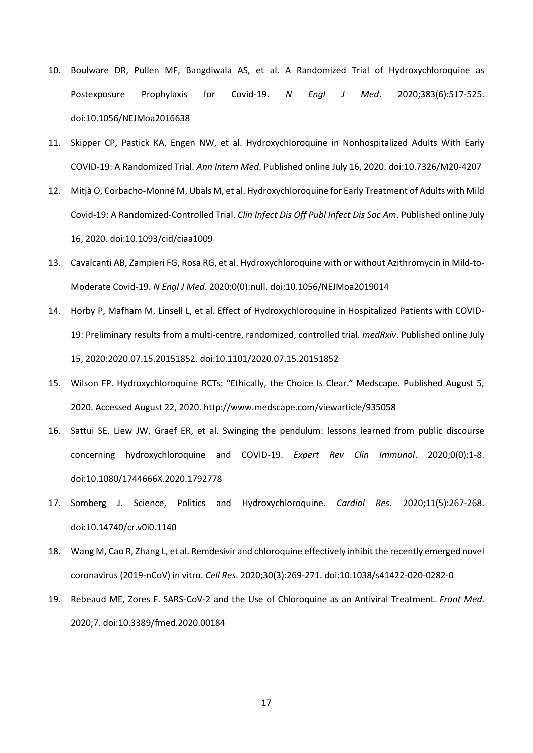10. Boulware DR, Pullen MF, Bangdiwala AS, et al. A Randomized Trial of Hydroxychloroquine as Postexposure Prophylaxis for Covid-19. *N Engl J Med*. 2020;383(6):517-525. doi:10.1056/NEJMoa2016638
11. Skipper CP, Pastick KA, Engen NW, et al. Hydroxychloroquine in Nonhospitalized Adults With Early COVID-19: A Randomized Trial. *Ann Intern Med*. Published online July 16, 2020. doi:10.7326/M20-4207
12. Mitjà O, Corbacho-Monné M, Ubals M, et al. Hydroxychloroquine for Early Treatment of Adults with Mild Covid-19: A Randomized-Controlled Trial. *Clin Infect Dis Off Publ Infect Dis Soc Am*. Published online July 16, 2020. doi:10.1093/cid/ciaa1009
13. Cavalcanti AB, Zampieri FG, Rosa RG, et al. Hydroxychloroquine with or without Azithromycin in Mild-to-Moderate Covid-19. *N Engl J Med*. 2020;0(0):null. doi:10.1056/NEJMoa2019014
14. Horby P, Mafham M, Linsell L, et al. Effect of Hydroxychloroquine in Hospitalized Patients with COVID-19: Preliminary results from a multi-centre, randomized, controlled trial. *medRxiv*. Published online July 15, 2020:2020.07.15.20151852. doi:10.1101/2020.07.15.20151852
15. Wilson FP. Hydroxychloroquine RCTs: "Ethically, the Choice Is Clear." Medscape. Published August 5, 2020. Accessed August 22, 2020. http://www.medscape.com/viewarticle/935058
16. Sattui SE, Liew JW, Graef ER, et al. Swinging the pendulum: lessons learned from public discourse concerning hydroxychloroquine and COVID-19. *Expert Rev Clin Immunol*. 2020;0(0):1-8. doi:10.1080/1744666X.2020.1792778
17. Somberg J. Science, Politics and Hydroxychloroquine. *Cardiol Res*. 2020;11(5):267-268. doi:10.14740/cr.v0i0.1140
18. Wang M, Cao R, Zhang L, et al. Remdesivir and chloroquine effectively inhibit the recently emerged novel coronavirus (2019-nCoV) in vitro. *Cell Res*. 2020;30(3):269-271. doi:10.1038/s41422-020-0282-0
19. Rebeaud ME, Zores F. SARS-CoV-2 and the Use of Chloroquine as an Antiviral Treatment. *Front Med.* 2020;7. doi:10.3389/fmed.2020.00184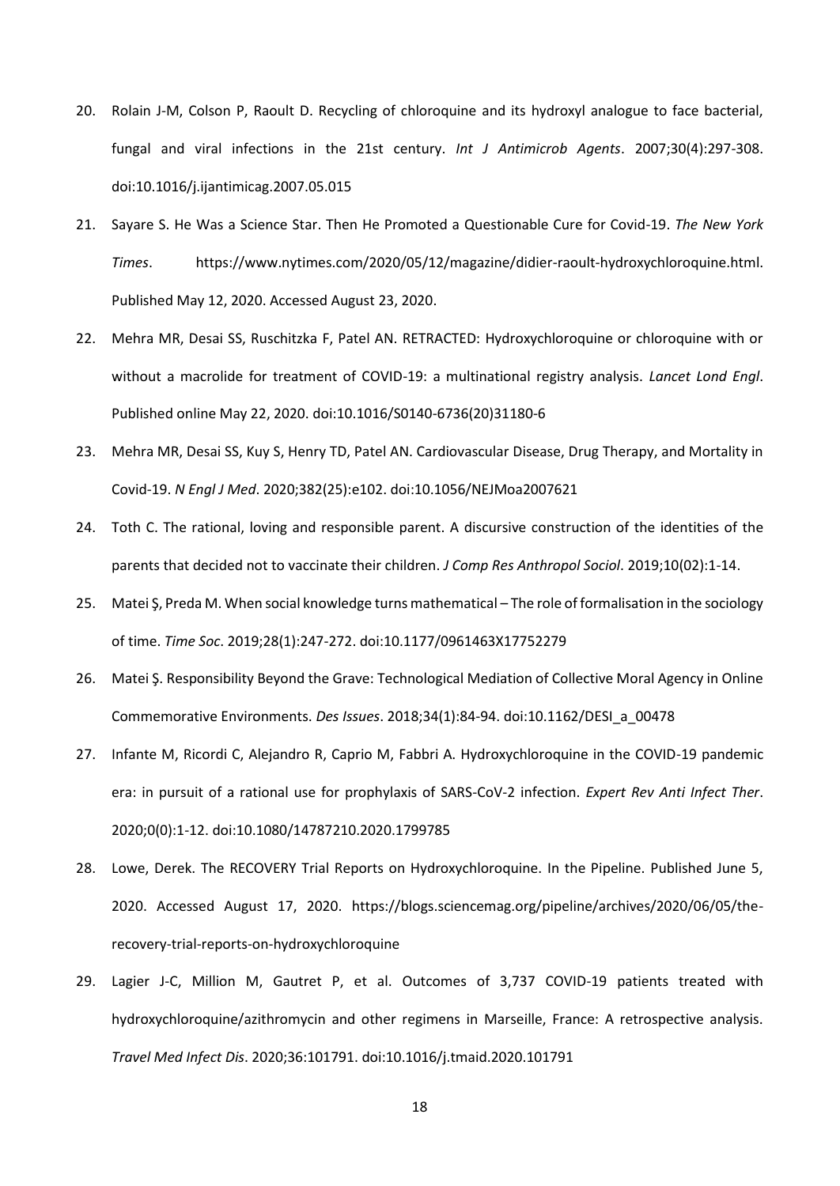20. Rolain J-M, Colson P, Raoult D. Recycling of chloroquine and its hydroxyl analogue to face bacterial, fungal and viral infections in the 21st century. *Int J Antimicrob Agents*. 2007;30(4):297-308. doi:10.1016/j.ijantimicag.2007.05.015

21. Sayare S. He Was a Science Star. Then He Promoted a Questionable Cure for Covid-19. *The New York Times*. https://www.nytimes.com/2020/05/12/magazine/didier-raoult-hydroxychloroquine.html. Published May 12, 2020. Accessed August 23, 2020.

22. Mehra MR, Desai SS, Ruschitzka F, Patel AN. RETRACTED: Hydroxychloroquine or chloroquine with or without a macrolide for treatment of COVID-19: a multinational registry analysis. *Lancet Lond Engl*. Published online May 22, 2020. doi:10.1016/S0140-6736(20)31180-6

23. Mehra MR, Desai SS, Kuy S, Henry TD, Patel AN. Cardiovascular Disease, Drug Therapy, and Mortality in Covid-19. *N Engl J Med*. 2020;382(25):e102. doi:10.1056/NEJMoa2007621

24. Toth C. The rational, loving and responsible parent. A discursive construction of the identities of the parents that decided not to vaccinate their children. *J Comp Res Anthropol Sociol*. 2019;10(02):1-14.

25. Matei Ş, Preda M. When social knowledge turns mathematical – The role of formalisation in the sociology of time. *Time Soc*. 2019;28(1):247-272. doi:10.1177/0961463X17752279

26. Matei Ş. Responsibility Beyond the Grave: Technological Mediation of Collective Moral Agency in Online Commemorative Environments. *Des Issues*. 2018;34(1):84-94. doi:10.1162/DESI_a_00478

27. Infante M, Ricordi C, Alejandro R, Caprio M, Fabbri A. Hydroxychloroquine in the COVID-19 pandemic era: in pursuit of a rational use for prophylaxis of SARS-CoV-2 infection. *Expert Rev Anti Infect Ther*. 2020;0(0):1-12. doi:10.1080/14787210.2020.1799785

28. Lowe, Derek. The RECOVERY Trial Reports on Hydroxychloroquine. In the Pipeline. Published June 5, 2020. Accessed August 17, 2020. https://blogs.sciencemag.org/pipeline/archives/2020/06/05/the-recovery-trial-reports-on-hydroxychloroquine

29. Lagier J-C, Million M, Gautret P, et al. Outcomes of 3,737 COVID-19 patients treated with hydroxychloroquine/azithromycin and other regimens in Marseille, France: A retrospective analysis. *Travel Med Infect Dis*. 2020;36:101791. doi:10.1016/j.tmaid.2020.101791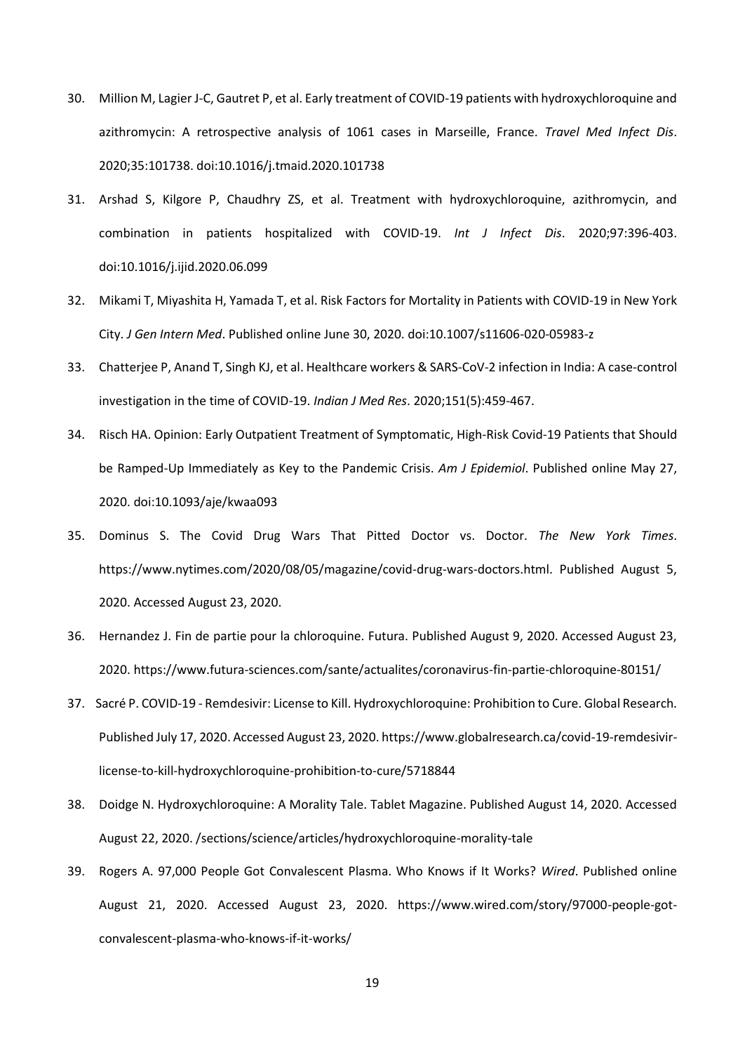30. Million M, Lagier J-C, Gautret P, et al. Early treatment of COVID-19 patients with hydroxychloroquine and azithromycin: A retrospective analysis of 1061 cases in Marseille, France. *Travel Med Infect Dis*. 2020;35:101738. doi:10.1016/j.tmaid.2020.101738
31. Arshad S, Kilgore P, Chaudhry ZS, et al. Treatment with hydroxychloroquine, azithromycin, and combination in patients hospitalized with COVID-19. *Int J Infect Dis*. 2020;97:396-403. doi:10.1016/j.ijid.2020.06.099
32. Mikami T, Miyashita H, Yamada T, et al. Risk Factors for Mortality in Patients with COVID-19 in New York City. *J Gen Intern Med*. Published online June 30, 2020. doi:10.1007/s11606-020-05983-z
33. Chatterjee P, Anand T, Singh KJ, et al. Healthcare workers & SARS-CoV-2 infection in India: A case-control investigation in the time of COVID-19. *Indian J Med Res*. 2020;151(5):459-467.
34. Risch HA. Opinion: Early Outpatient Treatment of Symptomatic, High-Risk Covid-19 Patients that Should be Ramped-Up Immediately as Key to the Pandemic Crisis. *Am J Epidemiol*. Published online May 27, 2020. doi:10.1093/aje/kwaa093
35. Dominus S. The Covid Drug Wars That Pitted Doctor vs. Doctor. *The New York Times*. https://www.nytimes.com/2020/08/05/magazine/covid-drug-wars-doctors.html. Published August 5, 2020. Accessed August 23, 2020.
36. Hernandez J. Fin de partie pour la chloroquine. Futura. Published August 9, 2020. Accessed August 23, 2020. https://www.futura-sciences.com/sante/actualites/coronavirus-fin-partie-chloroquine-80151/
37. Sacré P. COVID-19 - Remdesivir: License to Kill. Hydroxychloroquine: Prohibition to Cure. Global Research. Published July 17, 2020. Accessed August 23, 2020. https://www.globalresearch.ca/covid-19-remdesivir-license-to-kill-hydroxychloroquine-prohibition-to-cure/5718844
38. Doidge N. Hydroxychloroquine: A Morality Tale. Tablet Magazine. Published August 14, 2020. Accessed August 22, 2020. /sections/science/articles/hydroxychloroquine-morality-tale
39. Rogers A. 97,000 People Got Convalescent Plasma. Who Knows if It Works? *Wired*. Published online August 21, 2020. Accessed August 23, 2020. https://www.wired.com/story/97000-people-got-convalescent-plasma-who-knows-if-it-works/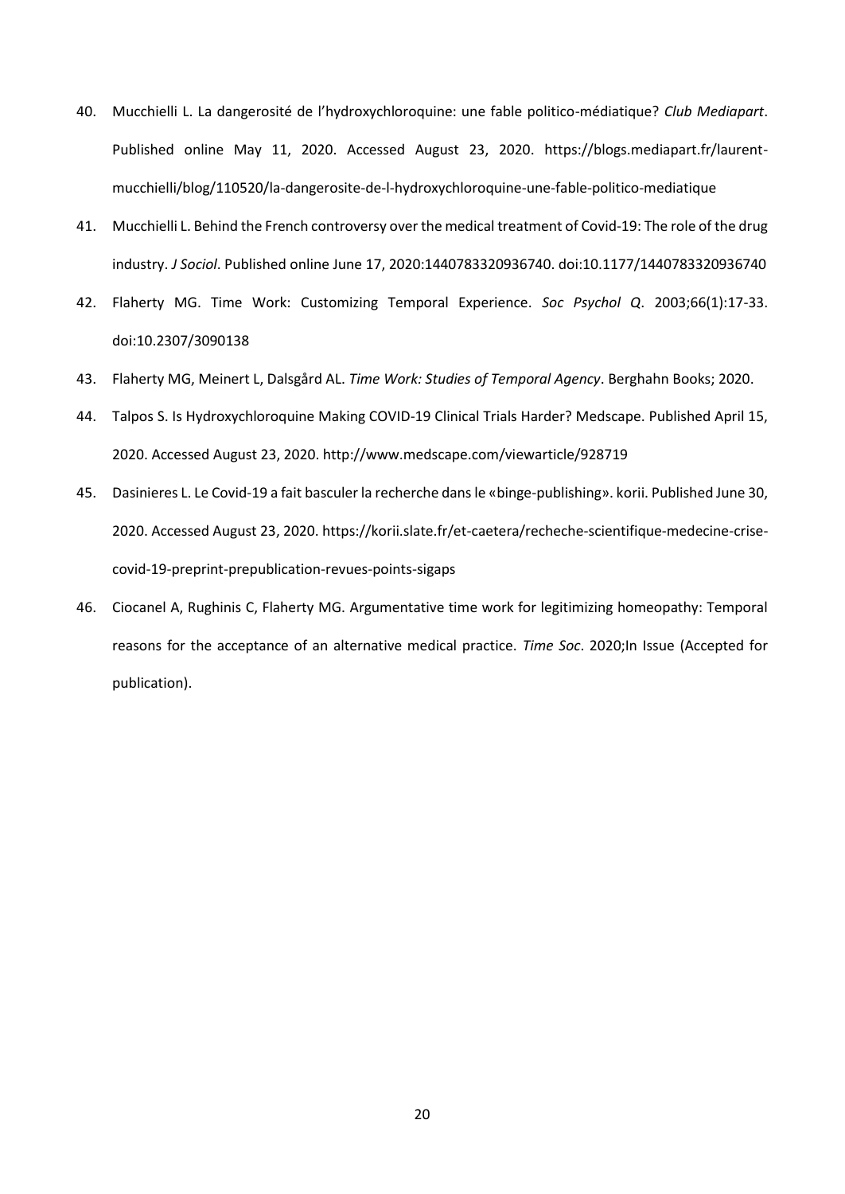40. Mucchielli L. La dangerosité de l'hydroxychloroquine: une fable politico-médiatique? *Club Mediapart*. Published online May 11, 2020. Accessed August 23, 2020. https://blogs.mediapart.fr/laurent-mucchielli/blog/110520/la-dangerosite-de-l-hydroxychloroquine-une-fable-politico-mediatique
41. Mucchielli L. Behind the French controversy over the medical treatment of Covid-19: The role of the drug industry. *J Sociol*. Published online June 17, 2020:1440783320936740. doi:10.1177/1440783320936740
42. Flaherty MG. Time Work: Customizing Temporal Experience. *Soc Psychol Q*. 2003;66(1):17-33. doi:10.2307/3090138
43. Flaherty MG, Meinert L, Dalsgård AL. *Time Work: Studies of Temporal Agency*. Berghahn Books; 2020.
44. Talpos S. Is Hydroxychloroquine Making COVID-19 Clinical Trials Harder? Medscape. Published April 15, 2020. Accessed August 23, 2020. http://www.medscape.com/viewarticle/928719
45. Dasinieres L. Le Covid-19 a fait basculer la recherche dans le «binge-publishing». korii. Published June 30, 2020. Accessed August 23, 2020. https://korii.slate.fr/et-caetera/recheche-scientifique-medecine-crise-covid-19-preprint-prepublication-revues-points-sigaps
46. Ciocanel A, Rughinis C, Flaherty MG. Argumentative time work for legitimizing homeopathy: Temporal reasons for the acceptance of an alternative medical practice. *Time Soc*. 2020;In Issue (Accepted for publication).